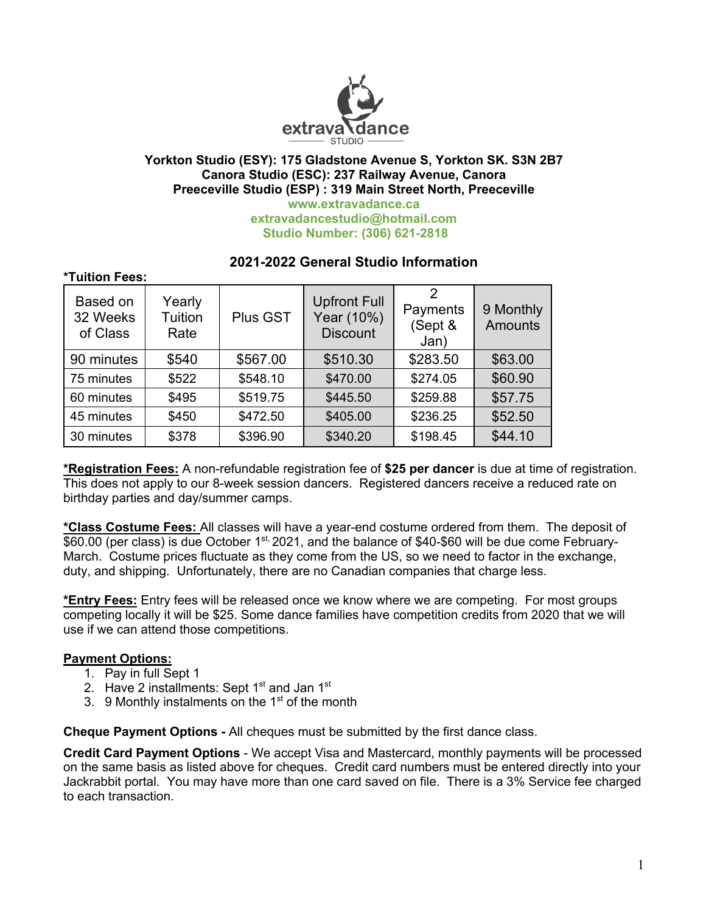**Yorkton Studio (ESY): 175 Gladstone Avenue S, Yorkton SK. S3N 2B7**
**Canora Studio (ESC): 237 Railway Avenue, Canora**
**Preeceville Studio (ESP) : 319 Main Street North, Preeceville**
**www.extravadance.ca**
**extravadancestudio@hotmail.com**
**Studio Number: (306) 621-2818**

## 2021-2022 General Studio Information

**\*Tuition Fees:**

| Based on 32 Weeks of Class | Yearly Tuition Rate | Plus GST | Upfront Full Year (10%) Discount | 2 Payments (Sept & Jan) | 9 Monthly Amounts |
|---|---|---|---|---|---|
| 90 minutes | $540 | $567.00 | $510.30 | $283.50 | $63.00 |
| 75 minutes | $522 | $548.10 | $470.00 | $274.05 | $60.90 |
| 60 minutes | $495 | $519.75 | $445.50 | $259.88 | $57.75 |
| 45 minutes | $450 | $472.50 | $405.00 | $236.25 | $52.50 |
| 30 minutes | $378 | $396.90 | $340.20 | $198.45 | $44.10 |

**\*Registration Fees:** A non-refundable registration fee of **$25 per dancer** is due at time of registration. This does not apply to our 8-week session dancers. Registered dancers receive a reduced rate on birthday parties and day/summer camps.

**\*Class Costume Fees:** All classes will have a year-end costume ordered from them. The deposit of $60.00 (per class) is due October 1st, 2021, and the balance of $40-$60 will be due come February-March. Costume prices fluctuate as they come from the US, so we need to factor in the exchange, duty, and shipping. Unfortunately, there are no Canadian companies that charge less.

**\*Entry Fees:** Entry fees will be released once we know where we are competing. For most groups competing locally it will be $25. Some dance families have competition credits from 2020 that we will use if we can attend those competitions.

**Payment Options:**

1. Pay in full Sept 1
2. Have 2 installments: Sept 1st and Jan 1st
3. 9 Monthly instalments on the 1st of the month

**Cheque Payment Options -** All cheques must be submitted by the first dance class.

**Credit Card Payment Options** - We accept Visa and Mastercard, monthly payments will be processed on the same basis as listed above for cheques. Credit card numbers must be entered directly into your Jackrabbit portal. You may have more than one card saved on file. There is a 3% Service fee charged to each transaction.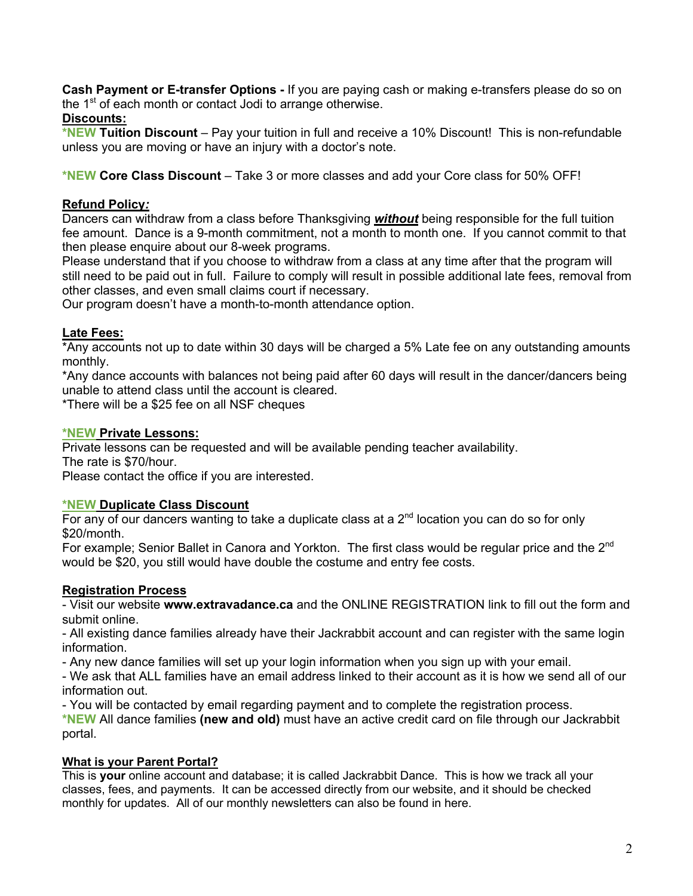**Cash Payment or E-transfer Options -** If you are paying cash or making e-transfers please do so on the 1st of each month or contact Jodi to arrange otherwise.

**Discounts:**

***NEW Tuition Discount** – Pay your tuition in full and receive a 10% Discount! This is non-refundable unless you are moving or have an injury with a doctor's note.

***NEW Core Class Discount** – Take 3 or more classes and add your Core class for 50% OFF!

**Refund Policy*:***

Dancers can withdraw from a class before Thanksgiving ***without*** being responsible for the full tuition fee amount. Dance is a 9-month commitment, not a month to month one. If you cannot commit to that then please enquire about our 8-week programs.

Please understand that if you choose to withdraw from a class at any time after that the program will still need to be paid out in full. Failure to comply will result in possible additional late fees, removal from other classes, and even small claims court if necessary.

Our program doesn't have a month-to-month attendance option.

**Late Fees:**

*Any accounts not up to date within 30 days will be charged a 5% Late fee on any outstanding amounts monthly.

*Any dance accounts with balances not being paid after 60 days will result in the dancer/dancers being unable to attend class until the account is cleared.

*There will be a $25 fee on all NSF cheques

***NEW Private Lessons:**

Private lessons can be requested and will be available pending teacher availability.

The rate is $70/hour.

Please contact the office if you are interested.

***NEW Duplicate Class Discount**

For any of our dancers wanting to take a duplicate class at a 2nd location you can do so for only $20/month.

For example; Senior Ballet in Canora and Yorkton. The first class would be regular price and the 2nd would be $20, you still would have double the costume and entry fee costs.

**Registration Process**

- Visit our website **www.extravadance.ca** and the ONLINE REGISTRATION link to fill out the form and submit online.
- All existing dance families already have their Jackrabbit account and can register with the same login information.
- Any new dance families will set up your login information when you sign up with your email.
- We ask that ALL families have an email address linked to their account as it is how we send all of our information out.
- You will be contacted by email regarding payment and to complete the registration process.

***NEW** All dance families **(new and old)** must have an active credit card on file through our Jackrabbit portal.

**What is your Parent Portal?**

This is **your** online account and database; it is called Jackrabbit Dance. This is how we track all your classes, fees, and payments. It can be accessed directly from our website, and it should be checked monthly for updates. All of our monthly newsletters can also be found in here.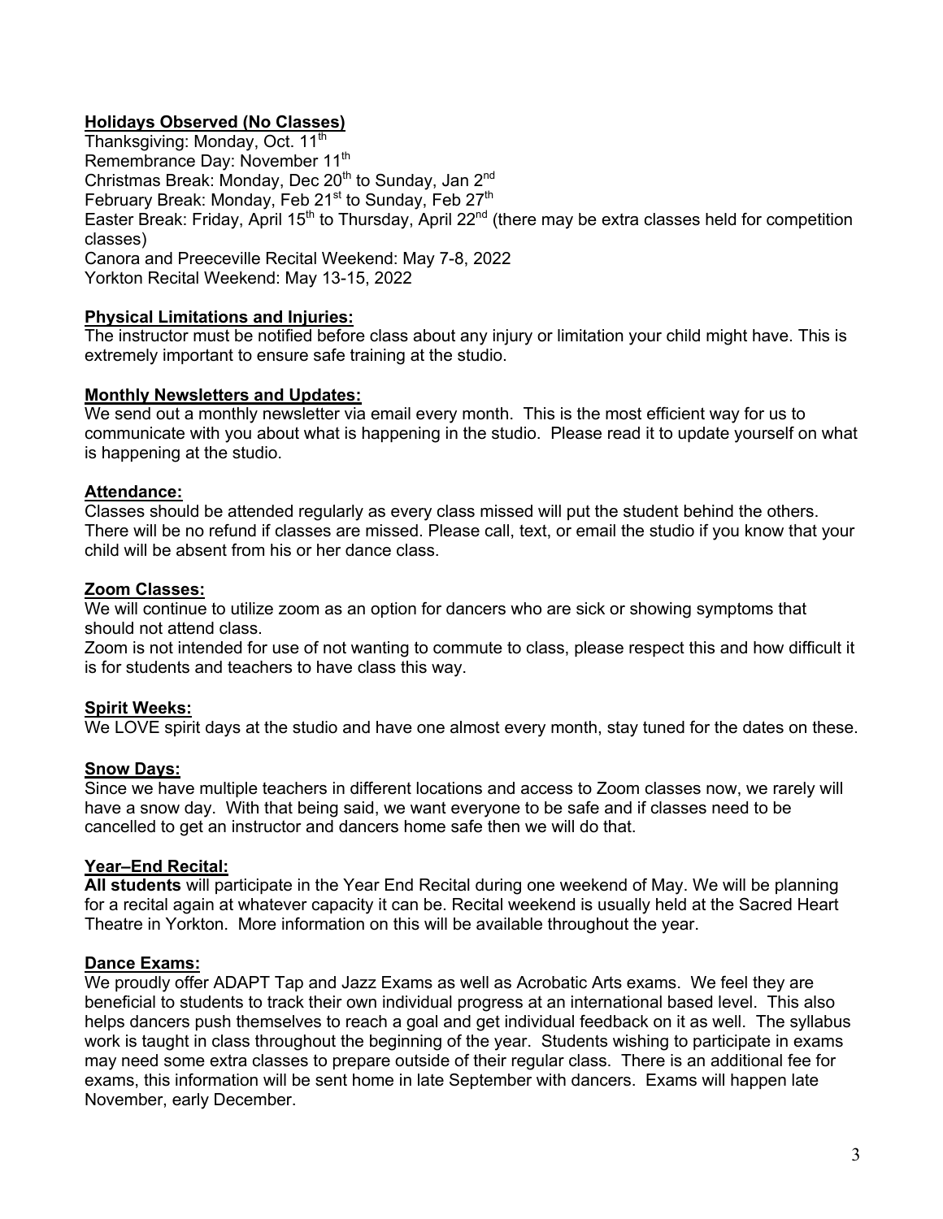**Holidays Observed (No Classes)**

Thanksgiving: Monday, Oct. 11th
Remembrance Day: November 11th
Christmas Break: Monday, Dec 20th to Sunday, Jan 2nd
February Break: Monday, Feb 21st to Sunday, Feb 27th
Easter Break: Friday, April 15th to Thursday, April 22nd (there may be extra classes held for competition classes)
Canora and Preeceville Recital Weekend: May 7-8, 2022
Yorkton Recital Weekend: May 13-15, 2022

**Physical Limitations and Injuries:**

The instructor must be notified before class about any injury or limitation your child might have. This is extremely important to ensure safe training at the studio.

**Monthly Newsletters and Updates:**

We send out a monthly newsletter via email every month. This is the most efficient way for us to communicate with you about what is happening in the studio. Please read it to update yourself on what is happening at the studio.

**Attendance:**

Classes should be attended regularly as every class missed will put the student behind the others. There will be no refund if classes are missed. Please call, text, or email the studio if you know that your child will be absent from his or her dance class.

**Zoom Classes:**

We will continue to utilize zoom as an option for dancers who are sick or showing symptoms that should not attend class.
Zoom is not intended for use of not wanting to commute to class, please respect this and how difficult it is for students and teachers to have class this way.

**Spirit Weeks:**

We LOVE spirit days at the studio and have one almost every month, stay tuned for the dates on these.

**Snow Days:**

Since we have multiple teachers in different locations and access to Zoom classes now, we rarely will have a snow day. With that being said, we want everyone to be safe and if classes need to be cancelled to get an instructor and dancers home safe then we will do that.

**Year–End Recital:**

**All students** will participate in the Year End Recital during one weekend of May. We will be planning for a recital again at whatever capacity it can be. Recital weekend is usually held at the Sacred Heart Theatre in Yorkton. More information on this will be available throughout the year.

**Dance Exams:**

We proudly offer ADAPT Tap and Jazz Exams as well as Acrobatic Arts exams. We feel they are beneficial to students to track their own individual progress at an international based level. This also helps dancers push themselves to reach a goal and get individual feedback on it as well. The syllabus work is taught in class throughout the beginning of the year. Students wishing to participate in exams may need some extra classes to prepare outside of their regular class. There is an additional fee for exams, this information will be sent home in late September with dancers. Exams will happen late November, early December.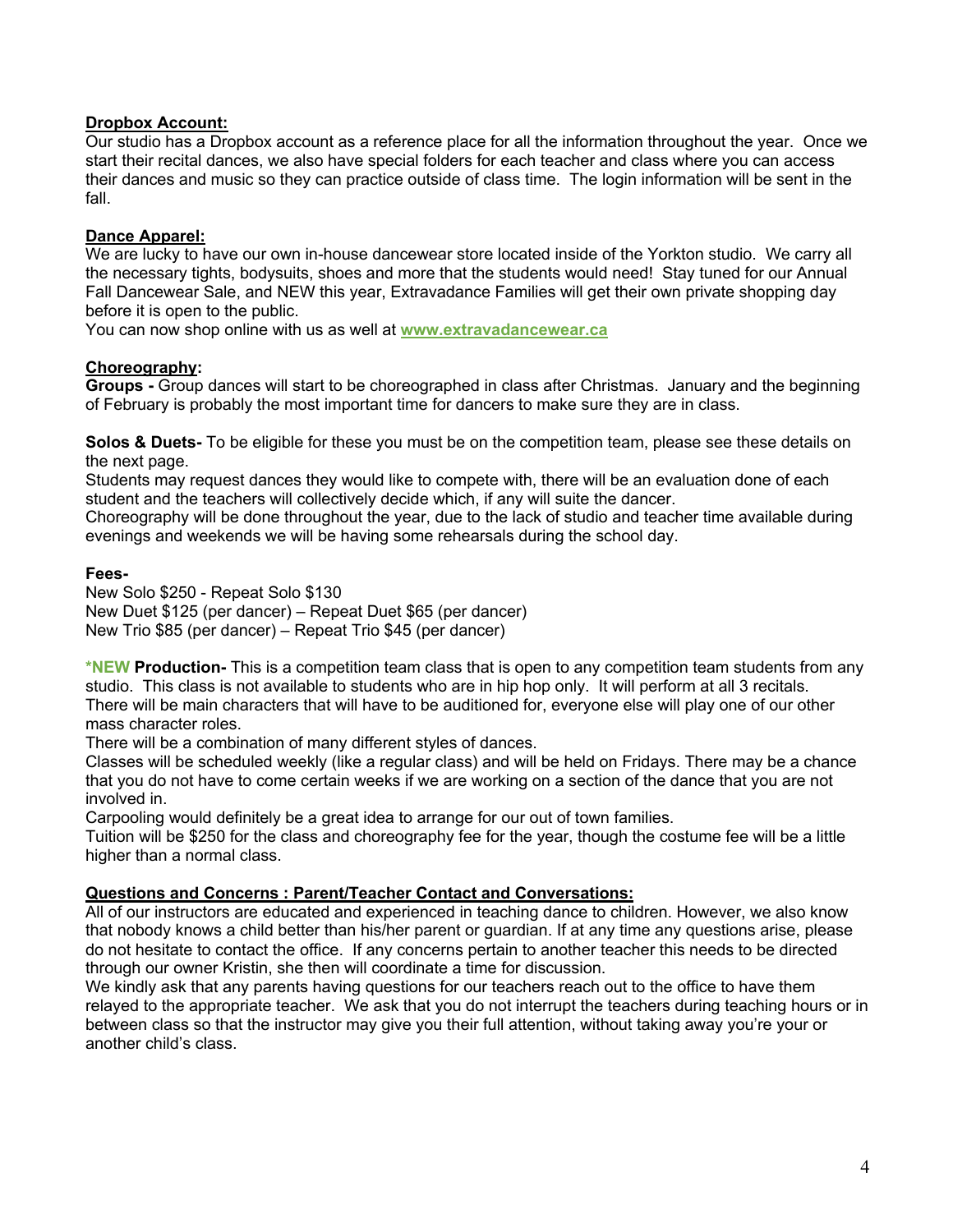**Dropbox Account:**
Our studio has a Dropbox account as a reference place for all the information throughout the year. Once we start their recital dances, we also have special folders for each teacher and class where you can access their dances and music so they can practice outside of class time. The login information will be sent in the fall.

**Dance Apparel:**
We are lucky to have our own in-house dancewear store located inside of the Yorkton studio. We carry all the necessary tights, bodysuits, shoes and more that the students would need! Stay tuned for our Annual Fall Dancewear Sale, and NEW this year, Extravadance Families will get their own private shopping day before it is open to the public.
You can now shop online with us as well at **www.extravadancewear.ca**

**Choreography:**
**Groups -** Group dances will start to be choreographed in class after Christmas. January and the beginning of February is probably the most important time for dancers to make sure they are in class.

**Solos & Duets-** To be eligible for these you must be on the competition team, please see these details on the next page.
Students may request dances they would like to compete with, there will be an evaluation done of each student and the teachers will collectively decide which, if any will suite the dancer.
Choreography will be done throughout the year, due to the lack of studio and teacher time available during evenings and weekends we will be having some rehearsals during the school day.

**Fees-**
New Solo $250 - Repeat Solo $130
New Duet $125 (per dancer) – Repeat Duet $65 (per dancer)
New Trio $85 (per dancer) – Repeat Trio $45 (per dancer)

***NEW Production-** This is a competition team class that is open to any competition team students from any studio. This class is not available to students who are in hip hop only. It will perform at all 3 recitals. There will be main characters that will have to be auditioned for, everyone else will play one of our other mass character roles.
There will be a combination of many different styles of dances.
Classes will be scheduled weekly (like a regular class) and will be held on Fridays. There may be a chance that you do not have to come certain weeks if we are working on a section of the dance that you are not involved in.
Carpooling would definitely be a great idea to arrange for our out of town families.
Tuition will be $250 for the class and choreography fee for the year, though the costume fee will be a little higher than a normal class.

**Questions and Concerns : Parent/Teacher Contact and Conversations:**
All of our instructors are educated and experienced in teaching dance to children. However, we also know that nobody knows a child better than his/her parent or guardian. If at any time any questions arise, please do not hesitate to contact the office. If any concerns pertain to another teacher this needs to be directed through our owner Kristin, she then will coordinate a time for discussion.
We kindly ask that any parents having questions for our teachers reach out to the office to have them relayed to the appropriate teacher. We ask that you do not interrupt the teachers during teaching hours or in between class so that the instructor may give you their full attention, without taking away you're your or another child's class.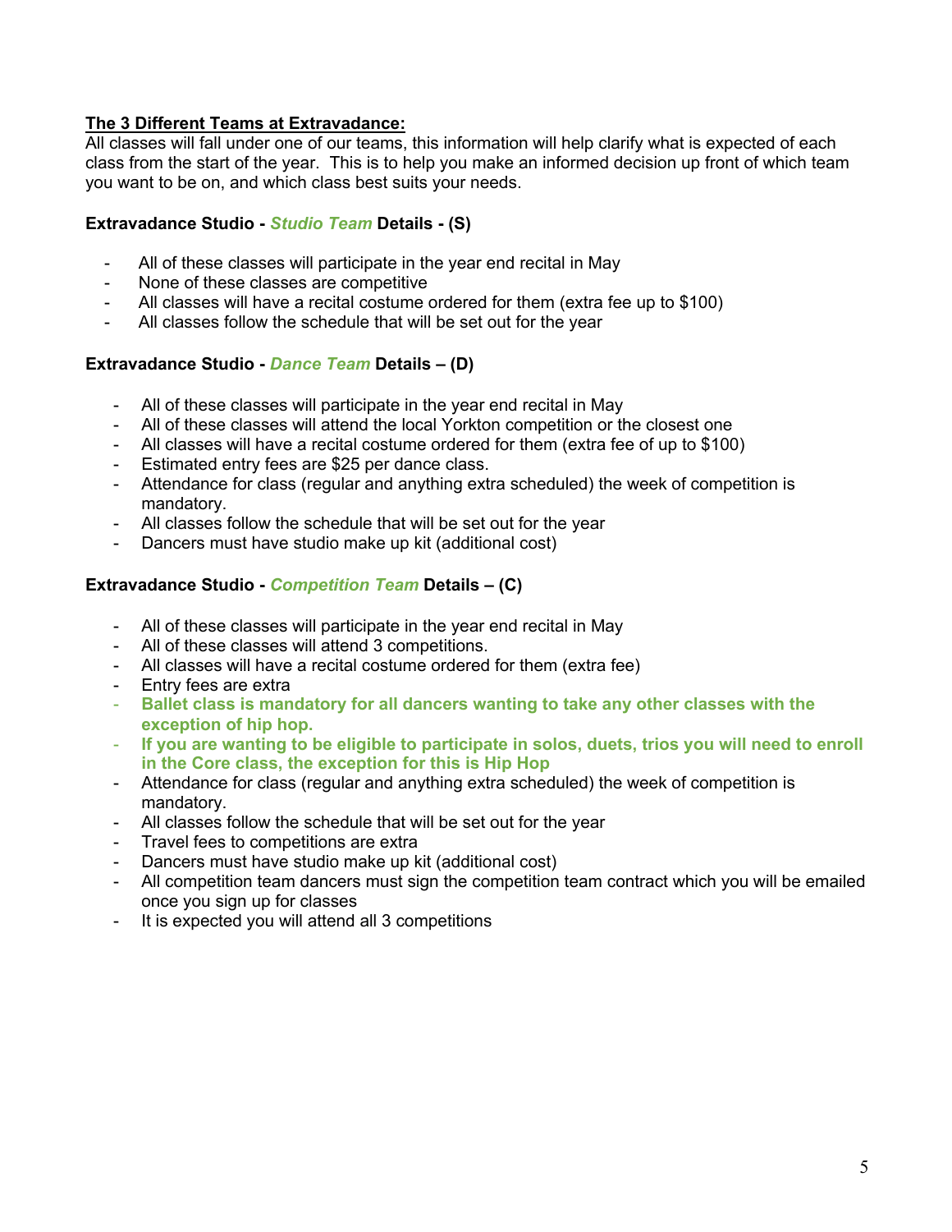## <u>The 3 Different Teams at Extravadance:</u>

All classes will fall under one of our teams, this information will help clarify what is expected of each class from the start of the year. This is to help you make an informed decision up front of which team you want to be on, and which class best suits your needs.

**Extravadance Studio - *Studio Team* Details - (S)**

- All of these classes will participate in the year end recital in May
- None of these classes are competitive
- All classes will have a recital costume ordered for them (extra fee up to $100)
- All classes follow the schedule that will be set out for the year

**Extravadance Studio - *Dance Team* Details – (D)**

- All of these classes will participate in the year end recital in May
- All of these classes will attend the local Yorkton competition or the closest one
- All classes will have a recital costume ordered for them (extra fee of up to $100)
- Estimated entry fees are $25 per dance class.
- Attendance for class (regular and anything extra scheduled) the week of competition is mandatory.
- All classes follow the schedule that will be set out for the year
- Dancers must have studio make up kit (additional cost)

**Extravadance Studio - *Competition Team* Details – (C)**

- All of these classes will participate in the year end recital in May
- All of these classes will attend 3 competitions.
- All classes will have a recital costume ordered for them (extra fee)
- Entry fees are extra
- **Ballet class is mandatory for all dancers wanting to take any other classes with the exception of hip hop.**
- **If you are wanting to be eligible to participate in solos, duets, trios you will need to enroll in the Core class, the exception for this is Hip Hop**
- Attendance for class (regular and anything extra scheduled) the week of competition is mandatory.
- All classes follow the schedule that will be set out for the year
- Travel fees to competitions are extra
- Dancers must have studio make up kit (additional cost)
- All competition team dancers must sign the competition team contract which you will be emailed once you sign up for classes
- It is expected you will attend all 3 competitions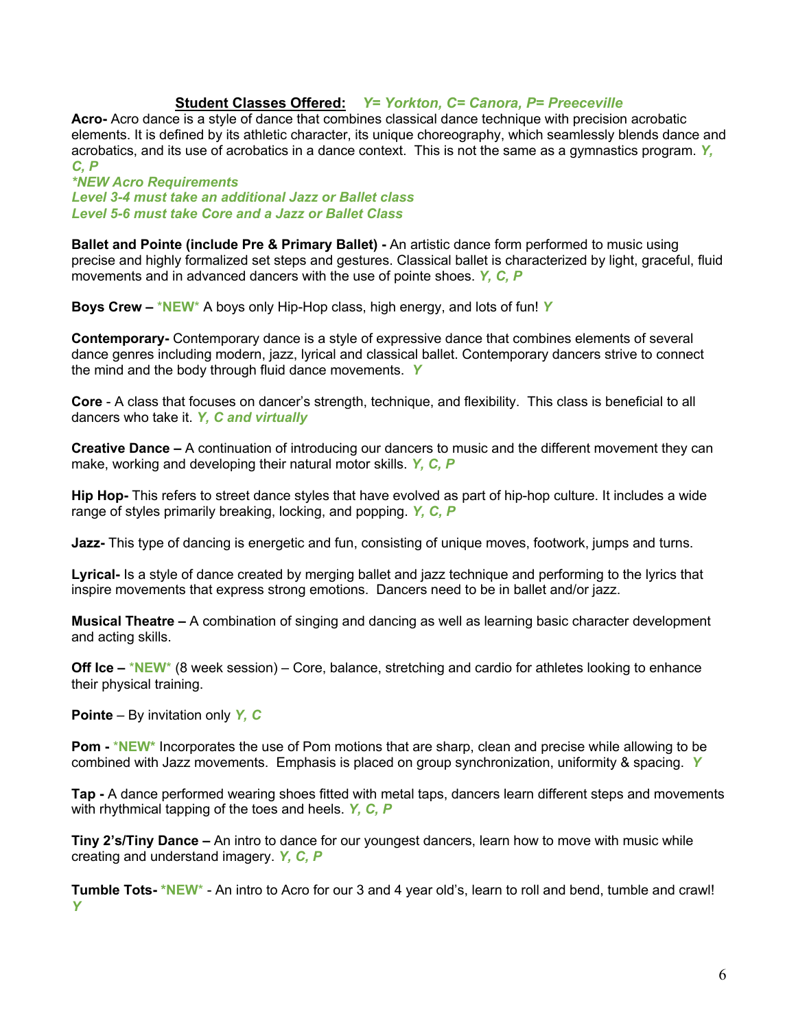## **Student Classes Offered:** *Y= Yorkton, C= Canora, P= Preeceville*

**Acro-** Acro dance is a style of dance that combines classical dance technique with precision acrobatic elements. It is defined by its athletic character, its unique choreography, which seamlessly blends dance and acrobatics, and its use of acrobatics in a dance context. This is not the same as a gymnastics program. ***Y, C, P***

***\*NEW Acro Requirements***
***Level 3-4 must take an additional Jazz or Ballet class***
***Level 5-6 must take Core and a Jazz or Ballet Class***

**Ballet and Pointe (include Pre & Primary Ballet) -** An artistic dance form performed to music using precise and highly formalized set steps and gestures. Classical ballet is characterized by light, graceful, fluid movements and in advanced dancers with the use of pointe shoes. ***Y, C, P***

**Boys Crew –** \***NEW**\* A boys only Hip-Hop class, high energy, and lots of fun! ***Y***

**Contemporary-** Contemporary dance is a style of expressive dance that combines elements of several dance genres including modern, jazz, lyrical and classical ballet. Contemporary dancers strive to connect the mind and the body through fluid dance movements. ***Y***

**Core** - A class that focuses on dancer's strength, technique, and flexibility. This class is beneficial to all dancers who take it. ***Y, C and virtually***

**Creative Dance –** A continuation of introducing our dancers to music and the different movement they can make, working and developing their natural motor skills. ***Y, C, P***

**Hip Hop-** This refers to street dance styles that have evolved as part of hip-hop culture. It includes a wide range of styles primarily breaking, locking, and popping. ***Y, C, P***

**Jazz-** This type of dancing is energetic and fun, consisting of unique moves, footwork, jumps and turns.

**Lyrical-** Is a style of dance created by merging ballet and jazz technique and performing to the lyrics that inspire movements that express strong emotions. Dancers need to be in ballet and/or jazz.

**Musical Theatre –** A combination of singing and dancing as well as learning basic character development and acting skills.

**Off Ice –** \***NEW**\* (8 week session) – Core, balance, stretching and cardio for athletes looking to enhance their physical training.

**Pointe** – By invitation only ***Y, C***

**Pom -** \***NEW**\* Incorporates the use of Pom motions that are sharp, clean and precise while allowing to be combined with Jazz movements. Emphasis is placed on group synchronization, uniformity & spacing. ***Y***

**Tap -** A dance performed wearing shoes fitted with metal taps, dancers learn different steps and movements with rhythmical tapping of the toes and heels. ***Y, C, P***

**Tiny 2's/Tiny Dance –** An intro to dance for our youngest dancers, learn how to move with music while creating and understand imagery. ***Y, C, P***

**Tumble Tots-** \***NEW**\* - An intro to Acro for our 3 and 4 year old's, learn to roll and bend, tumble and crawl! ***Y***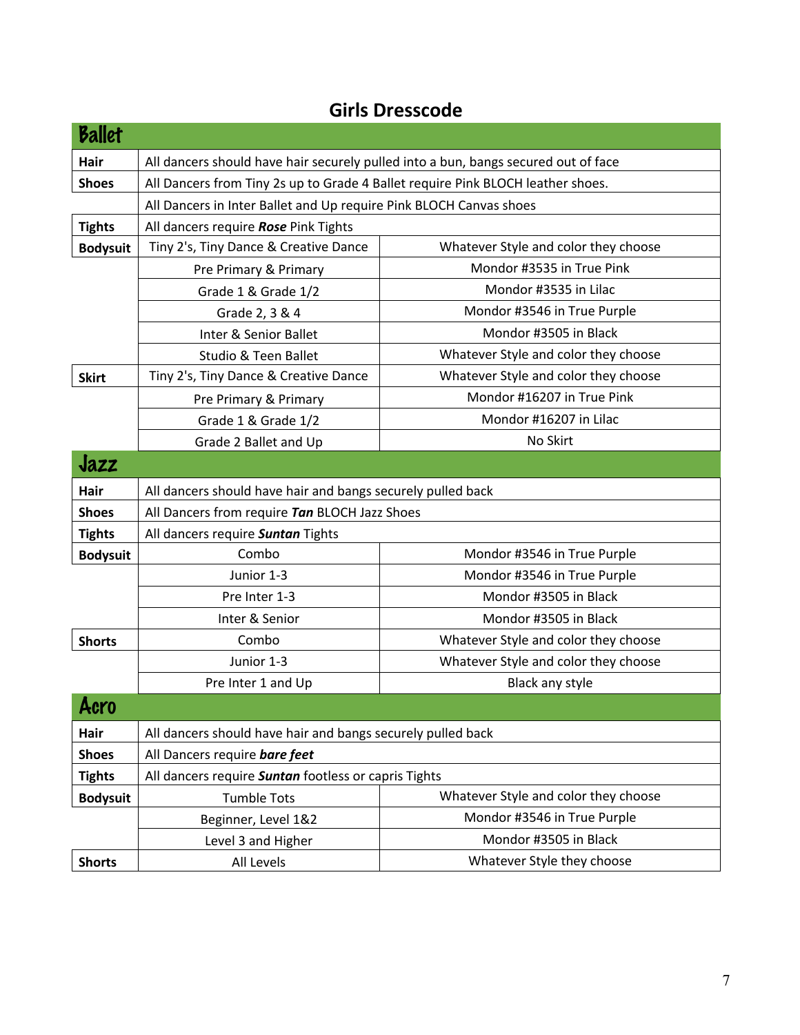# Girls Dresscode

## Ballet

| | | |
|---|---|---|
| **Hair** | All dancers should have hair securely pulled into a bun, bangs secured out of face | |
| **Shoes** | All Dancers from Tiny 2s up to Grade 4 Ballet require Pink BLOCH leather shoes. | |
| | All Dancers in Inter Ballet and Up require Pink BLOCH Canvas shoes | |
| **Tights** | All dancers require ***Rose*** Pink Tights | |
| **Bodysuit** | Tiny 2's, Tiny Dance & Creative Dance | Whatever Style and color they choose |
| | Pre Primary & Primary | Mondor #3535 in True Pink |
| | Grade 1 & Grade 1/2 | Mondor #3535 in Lilac |
| | Grade 2, 3 & 4 | Mondor #3546 in True Purple |
| | Inter & Senior Ballet | Mondor #3505 in Black |
| | Studio & Teen Ballet | Whatever Style and color they choose |
| **Skirt** | Tiny 2's, Tiny Dance & Creative Dance | Whatever Style and color they choose |
| | Pre Primary & Primary | Mondor #16207 in True Pink |
| | Grade 1 & Grade 1/2 | Mondor #16207 in Lilac |
| | Grade 2 Ballet and Up | No Skirt |

## Jazz

| | | |
|---|---|---|
| **Hair** | All dancers should have hair and bangs securely pulled back | |
| **Shoes** | All Dancers from require ***Tan*** BLOCH Jazz Shoes | |
| **Tights** | All dancers require ***Suntan*** Tights | |
| **Bodysuit** | Combo | Mondor #3546 in True Purple |
| | Junior 1-3 | Mondor #3546 in True Purple |
| | Pre Inter 1-3 | Mondor #3505 in Black |
| | Inter & Senior | Mondor #3505 in Black |
| **Shorts** | Combo | Whatever Style and color they choose |
| | Junior 1-3 | Whatever Style and color they choose |
| | Pre Inter 1 and Up | Black any style |

## Acro

| | | |
|---|---|---|
| **Hair** | All dancers should have hair and bangs securely pulled back | |
| **Shoes** | All Dancers require ***bare feet*** | |
| **Tights** | All dancers require ***Suntan*** footless or capris Tights | |
| **Bodysuit** | Tumble Tots | Whatever Style and color they choose |
| | Beginner, Level 1&2 | Mondor #3546 in True Purple |
| | Level 3 and Higher | Mondor #3505 in Black |
| **Shorts** | All Levels | Whatever Style they choose |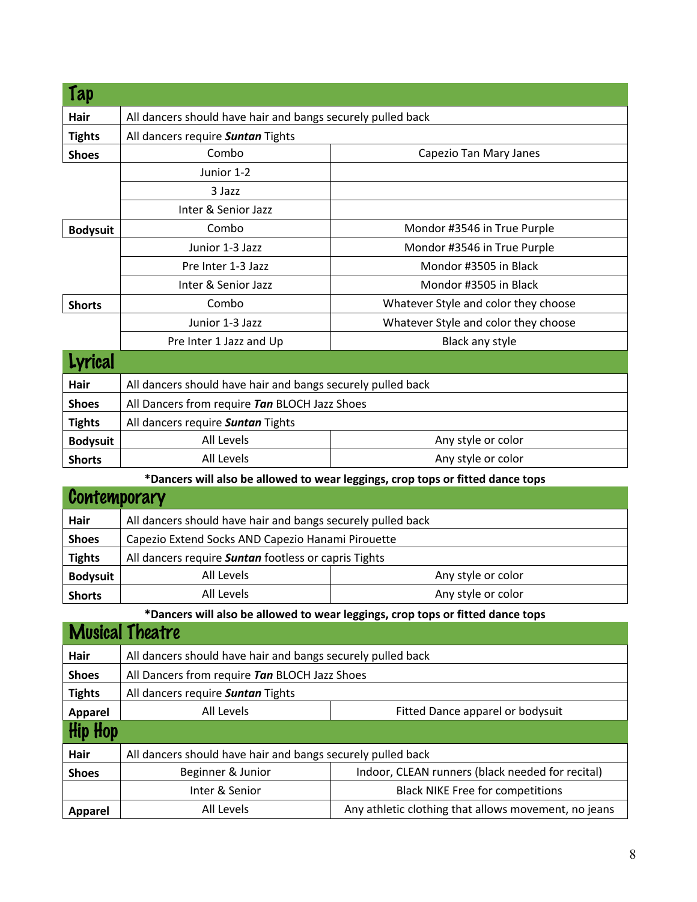## Tap

| | | |
|---|---|---|
| **Hair** | All dancers should have hair and bangs securely pulled back | |
| **Tights** | All dancers require ***Suntan*** Tights | |
| **Shoes** | Combo | Capezio Tan Mary Janes |
| | Junior 1-2 | |
| | 3 Jazz | |
| | Inter & Senior Jazz | |
| **Bodysuit** | Combo | Mondor #3546 in True Purple |
| | Junior 1-3 Jazz | Mondor #3546 in True Purple |
| | Pre Inter 1-3 Jazz | Mondor #3505 in Black |
| | Inter & Senior Jazz | Mondor #3505 in Black |
| **Shorts** | Combo | Whatever Style and color they choose |
| | Junior 1-3 Jazz | Whatever Style and color they choose |
| | Pre Inter 1 Jazz and Up | Black any style |

## Lyrical

| | | |
|---|---|---|
| **Hair** | All dancers should have hair and bangs securely pulled back | |
| **Shoes** | All Dancers from require ***Tan*** BLOCH Jazz Shoes | |
| **Tights** | All dancers require ***Suntan*** Tights | |
| **Bodysuit** | All Levels | Any style or color |
| **Shorts** | All Levels | Any style or color |

**\*Dancers will also be allowed to wear leggings, crop tops or fitted dance tops**

## Contemporary

| | | |
|---|---|---|
| **Hair** | All dancers should have hair and bangs securely pulled back | |
| **Shoes** | Capezio Extend Socks AND Capezio Hanami Pirouette | |
| **Tights** | All dancers require ***Suntan*** footless or capris Tights | |
| **Bodysuit** | All Levels | Any style or color |
| **Shorts** | All Levels | Any style or color |

**\*Dancers will also be allowed to wear leggings, crop tops or fitted dance tops**

## Musical Theatre

| | | |
|---|---|---|
| **Hair** | All dancers should have hair and bangs securely pulled back | |
| **Shoes** | All Dancers from require ***Tan*** BLOCH Jazz Shoes | |
| **Tights** | All dancers require ***Suntan*** Tights | |
| **Apparel** | All Levels | Fitted Dance apparel or bodysuit |

## Hip Hop

| | | |
|---|---|---|
| **Hair** | All dancers should have hair and bangs securely pulled back | |
| **Shoes** | Beginner & Junior | Indoor, CLEAN runners (black needed for recital) |
| | Inter & Senior | Black NIKE Free for competitions |
| **Apparel** | All Levels | Any athletic clothing that allows movement, no jeans |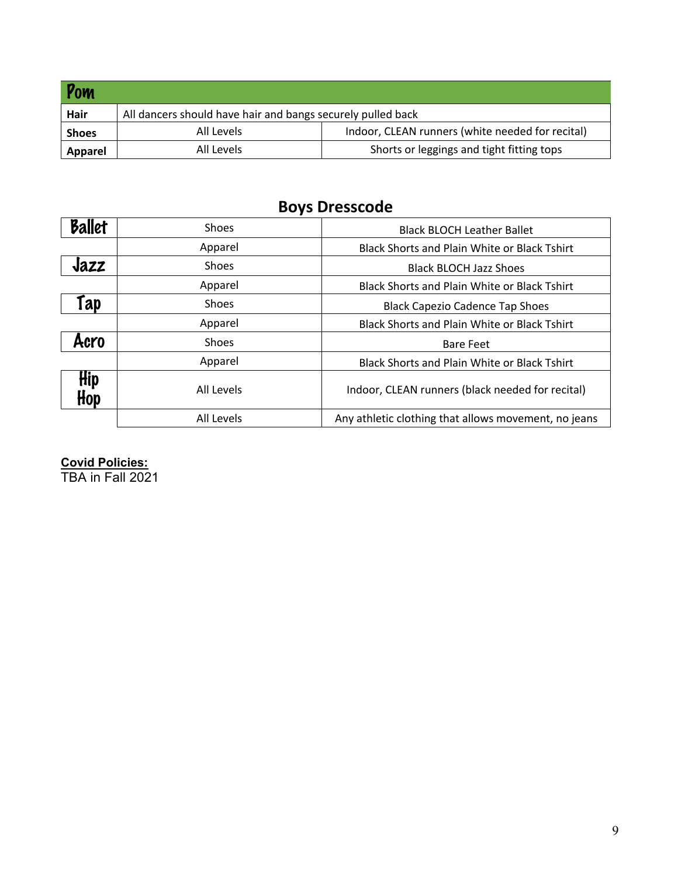| Pom | | |
|---|---|---|
| **Hair** | All dancers should have hair and bangs securely pulled back | |
| **Shoes** | All Levels | Indoor, CLEAN runners (white needed for recital) |
| **Apparel** | All Levels | Shorts or leggings and tight fitting tops |

## Boys Dresscode

| | | |
|---|---|---|
| Ballet | Shoes | Black BLOCH Leather Ballet |
| | Apparel | Black Shorts and Plain White or Black Tshirt |
| Jazz | Shoes | Black BLOCH Jazz Shoes |
| | Apparel | Black Shorts and Plain White or Black Tshirt |
| Tap | Shoes | Black Capezio Cadence Tap Shoes |
| | Apparel | Black Shorts and Plain White or Black Tshirt |
| Acro | Shoes | Bare Feet |
| | Apparel | Black Shorts and Plain White or Black Tshirt |
| Hip Hop | All Levels | Indoor, CLEAN runners (black needed for recital) |
| | All Levels | Any athletic clothing that allows movement, no jeans |

**Covid Policies:**
TBA in Fall 2021